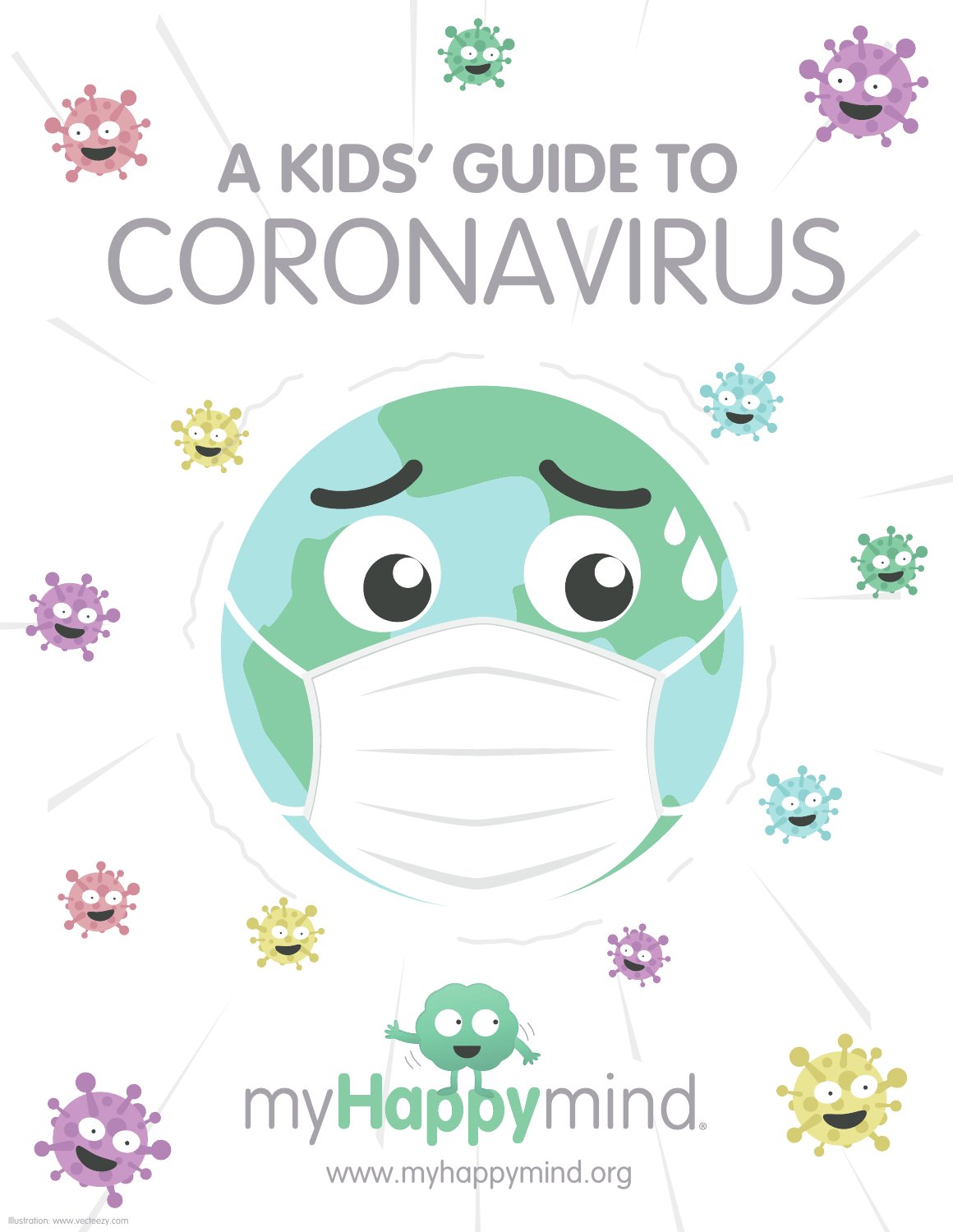# A KIDS' GUIDE TO CORONAVIRUS

myHappymind

www.myhappymind.org

Illustration: www.vecteezy.com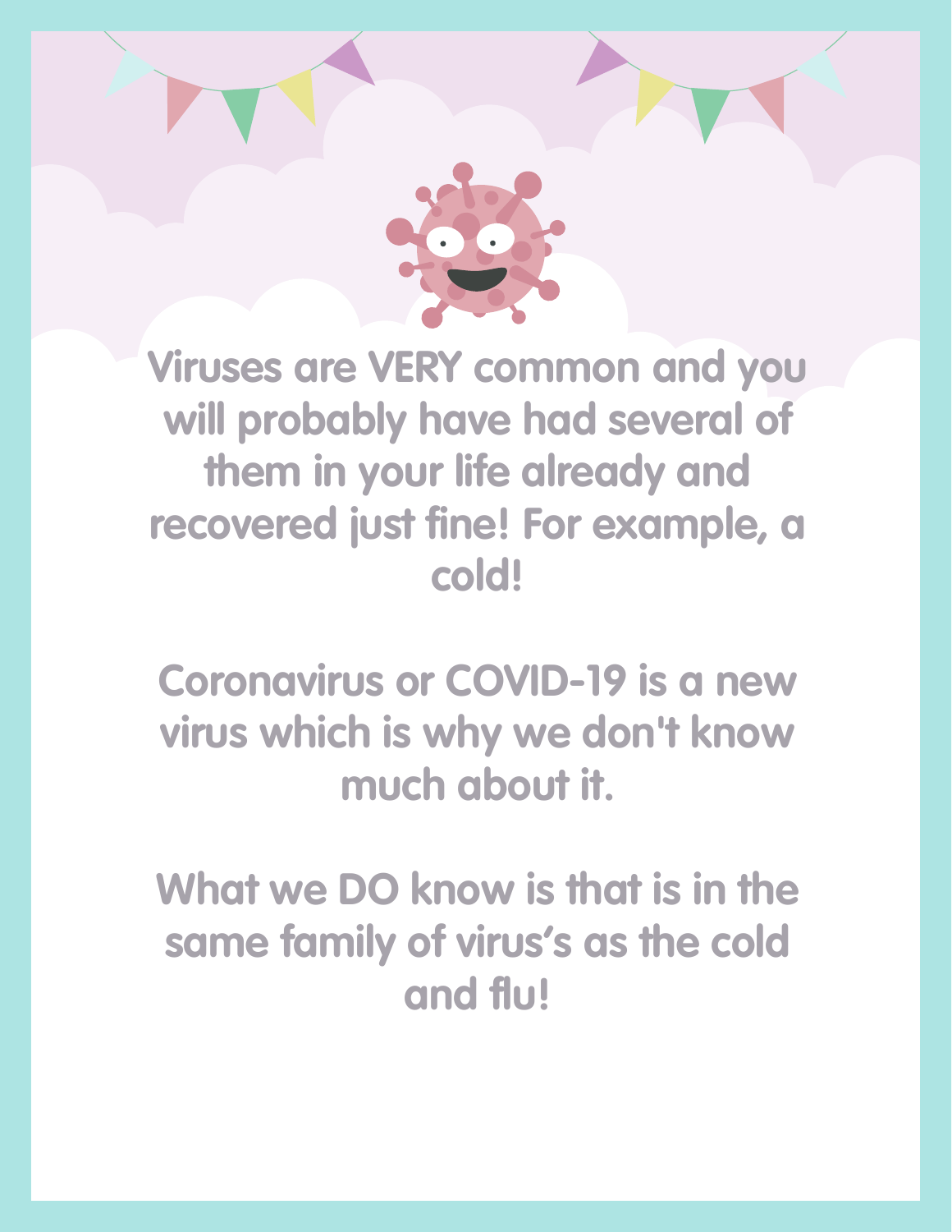Viruses are VERY common and you will probably have had several of them in your life already and recovered just fine! For example, a cold!

Coronavirus or COVID-19 is a new virus which is why we don't know much about it.

What we DO know is that is in the same family of virus's as the cold and flu!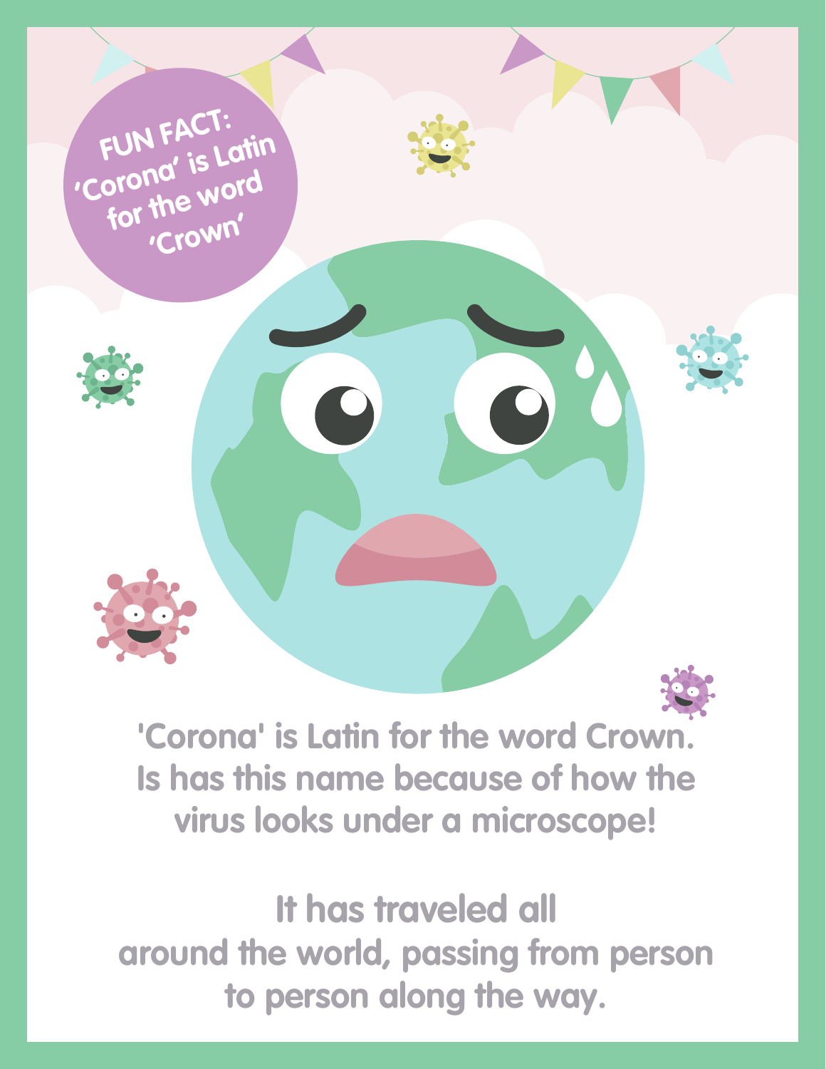**FUN FACT: 'Corona' is Latin for the word 'Crown'**

'Corona' is Latin for the word Crown. Is has this name because of how the virus looks under a microscope!

It has traveled all around the world, passing from person to person along the way.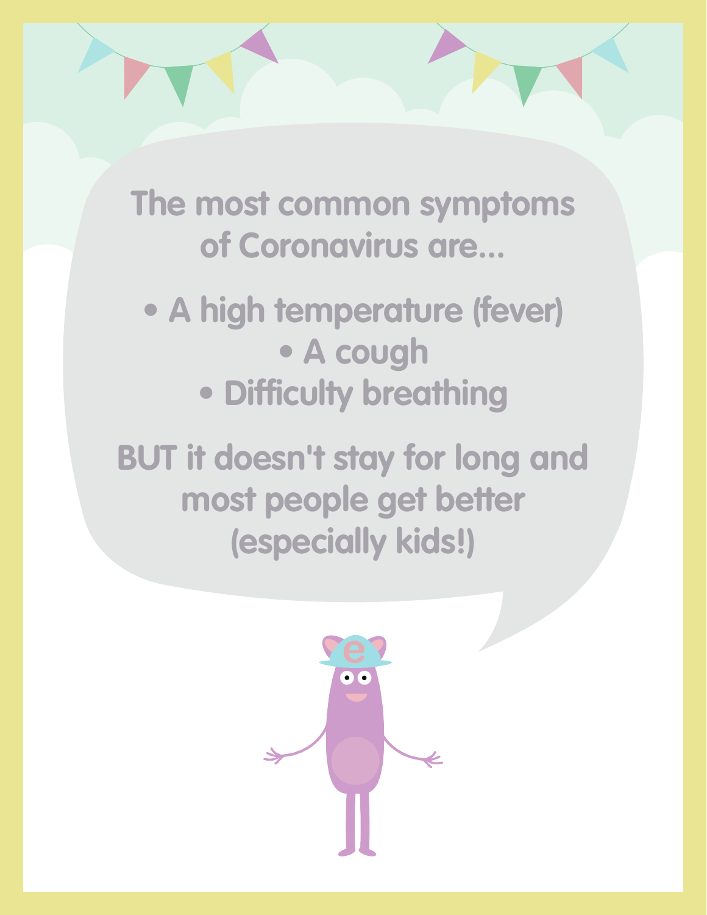The most common symptoms of Coronavirus are...

- A high temperature (fever)
- A cough
- Difficulty breathing

BUT it doesn't stay for long and most people get better (especially kids!)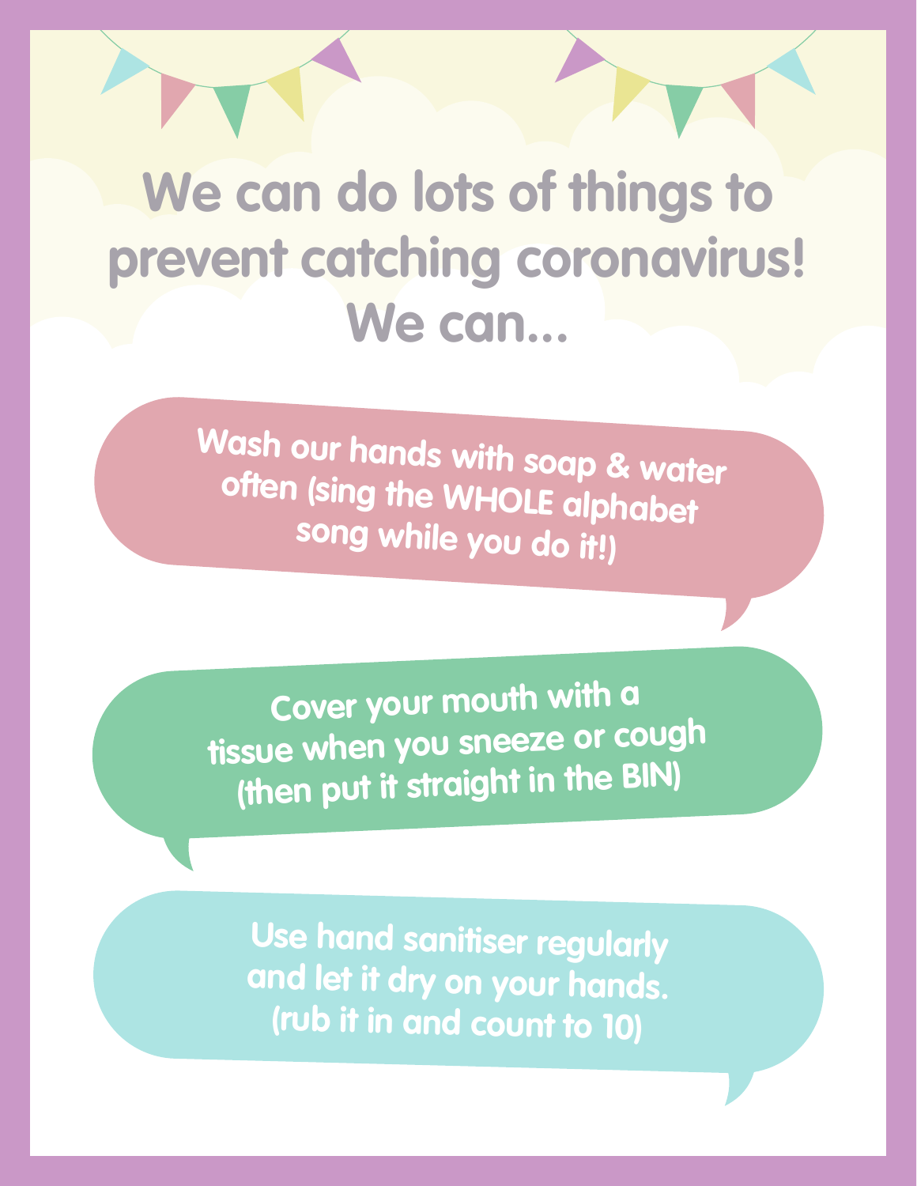# We can do lots of things to prevent catching coronavirus! We can...

Wash our hands with soap & water often (sing the WHOLE alphabet song while you do it!)

Cover your mouth with a tissue when you sneeze or cough (then put it straight in the BIN)

Use hand sanitiser regularly and let it dry on your hands. (rub it in and count to 10)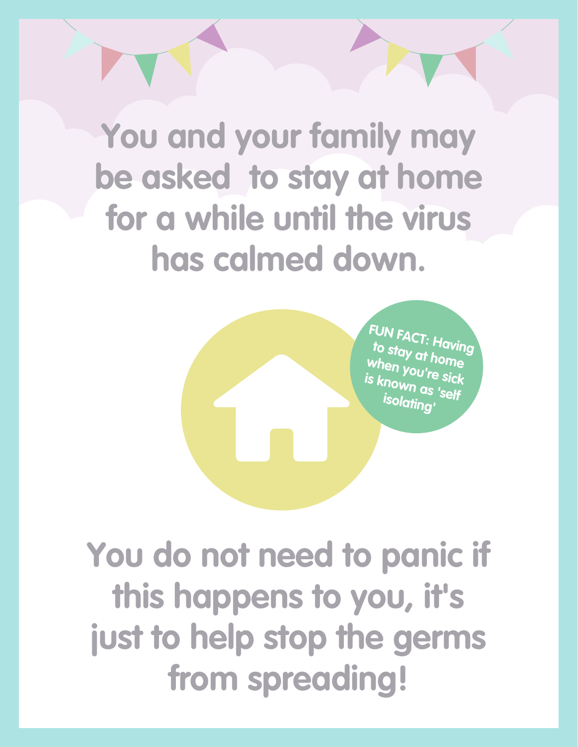You and your family may be asked  to stay at home for a while until the virus has calmed down.

FUN FACT: Having to stay at home when you're sick is known as 'self isolating'

You do not need to panic if this happens to you, it's just to help stop the germs from spreading!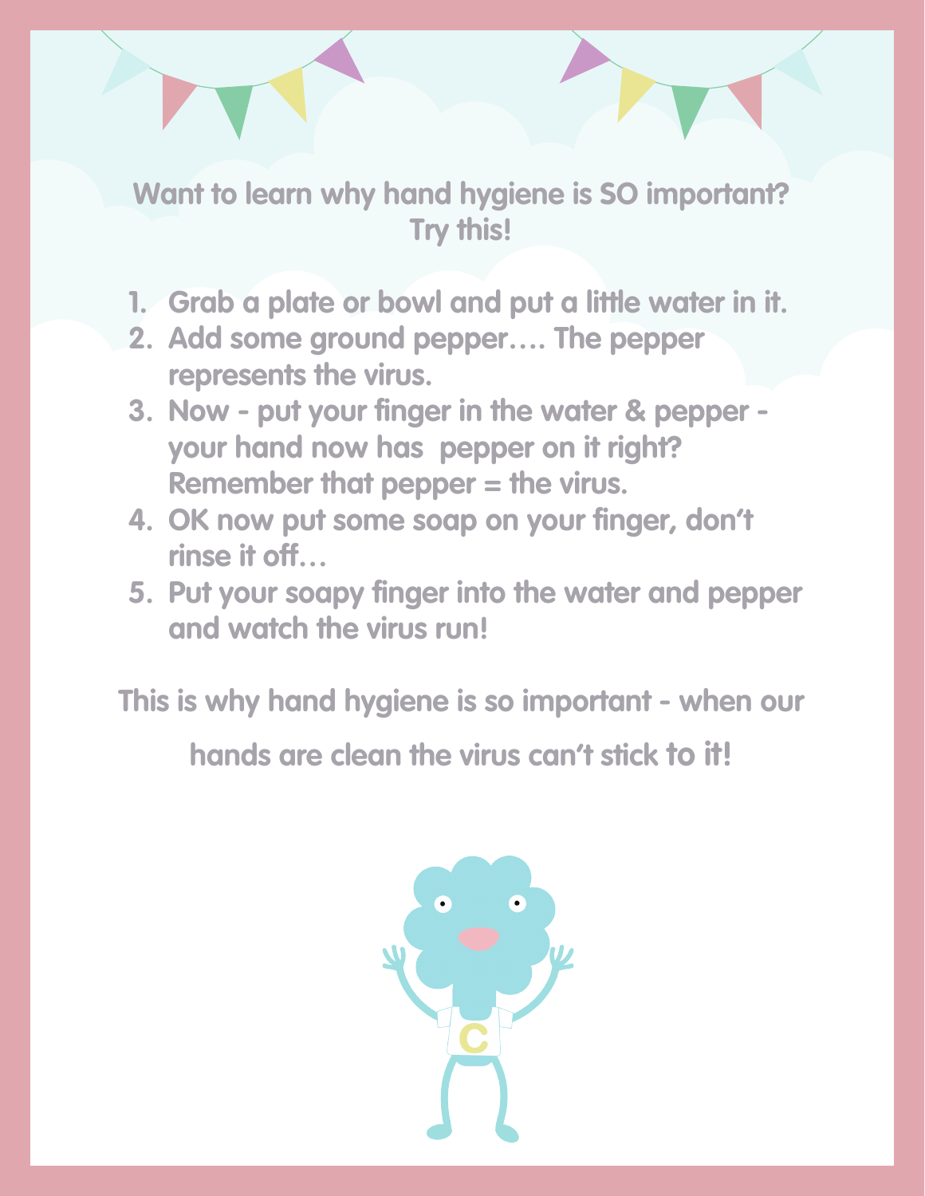**Want to learn why hand hygiene is SO important? Try this!**

1. Grab a plate or bowl and put a little water in it.
2. Add some ground pepper…. The pepper represents the virus.
3. Now - put your finger in the water & pepper - your hand now has  pepper on it right? Remember that pepper = the virus.
4. OK now put some soap on your finger, don't rinse it off…
5. Put your soapy finger into the water and pepper and watch the virus run!

**This is why hand hygiene is so important - when our hands are clean the virus can't stick to it!**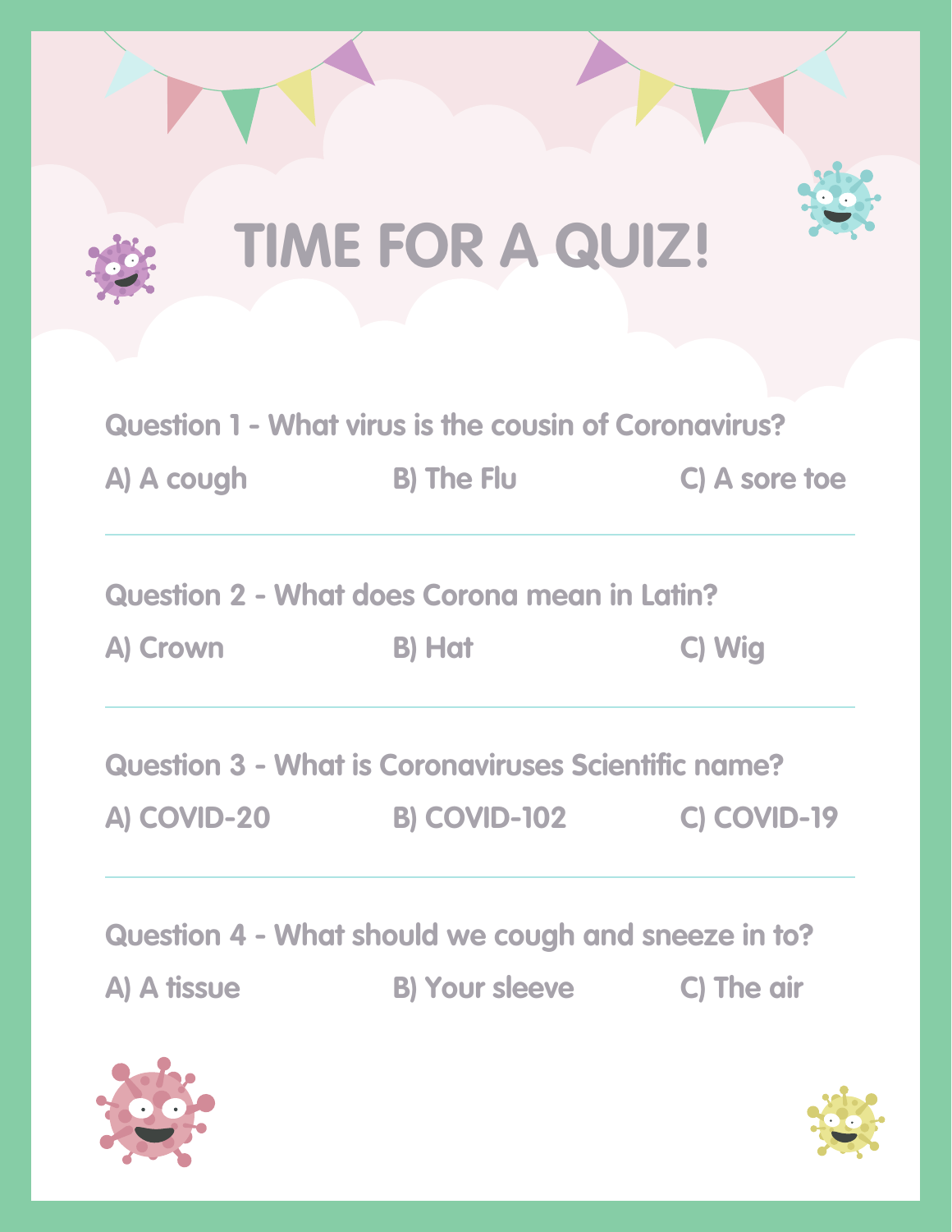# TIME FOR A QUIZ!

Question 1 - What virus is the cousin of Coronavirus?

A) A cough B) The Flu C) A sore toe

---

Question 2 - What does Corona mean in Latin?

A) Crown B) Hat C) Wig

---

Question 3 - What is Coronaviruses Scientific name?

A) COVID-20 B) COVID-102 C) COVID-19

---

Question 4 - What should we cough and sneeze in to?

A) A tissue B) Your sleeve C) The air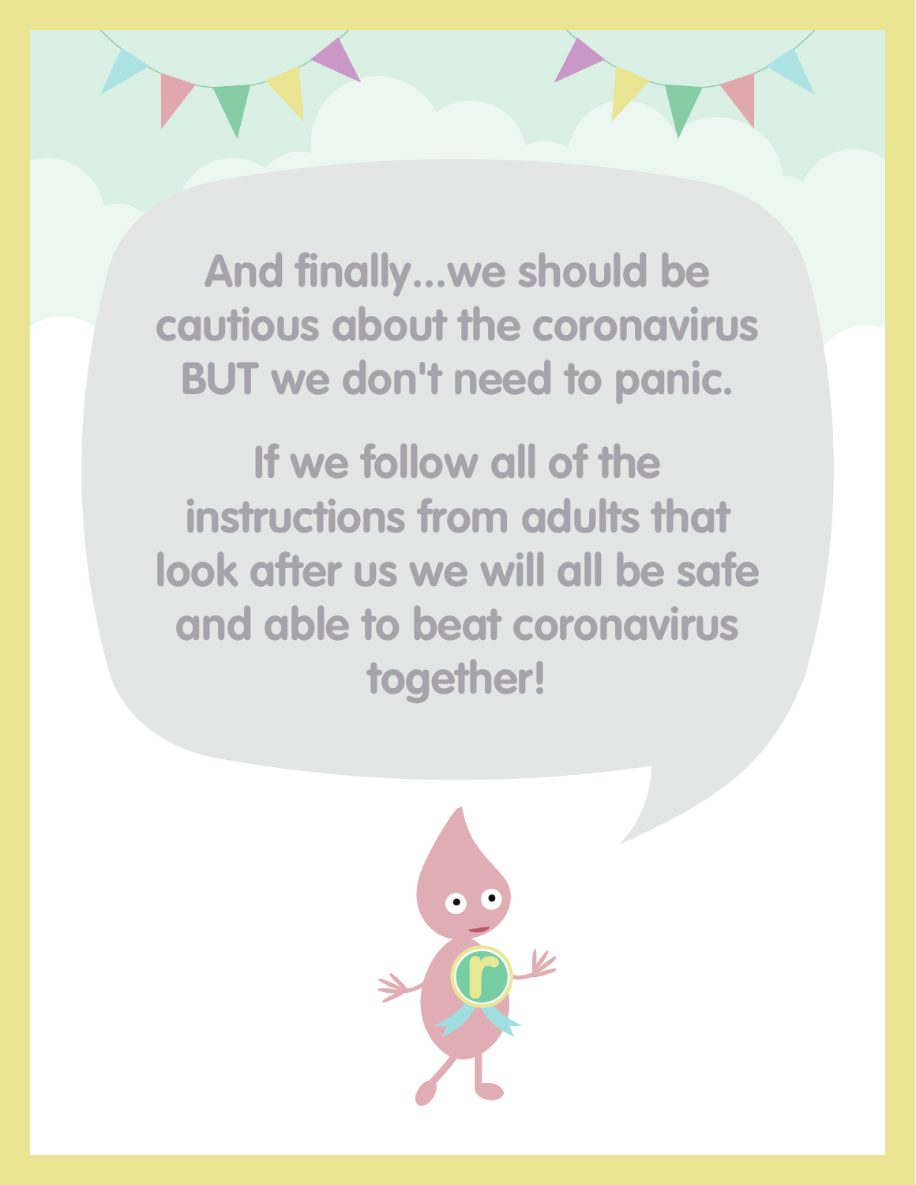And finally...we should be cautious about the coronavirus BUT we don't need to panic.

If we follow all of the instructions from adults that look after us we will all be safe and able to beat coronavirus together!